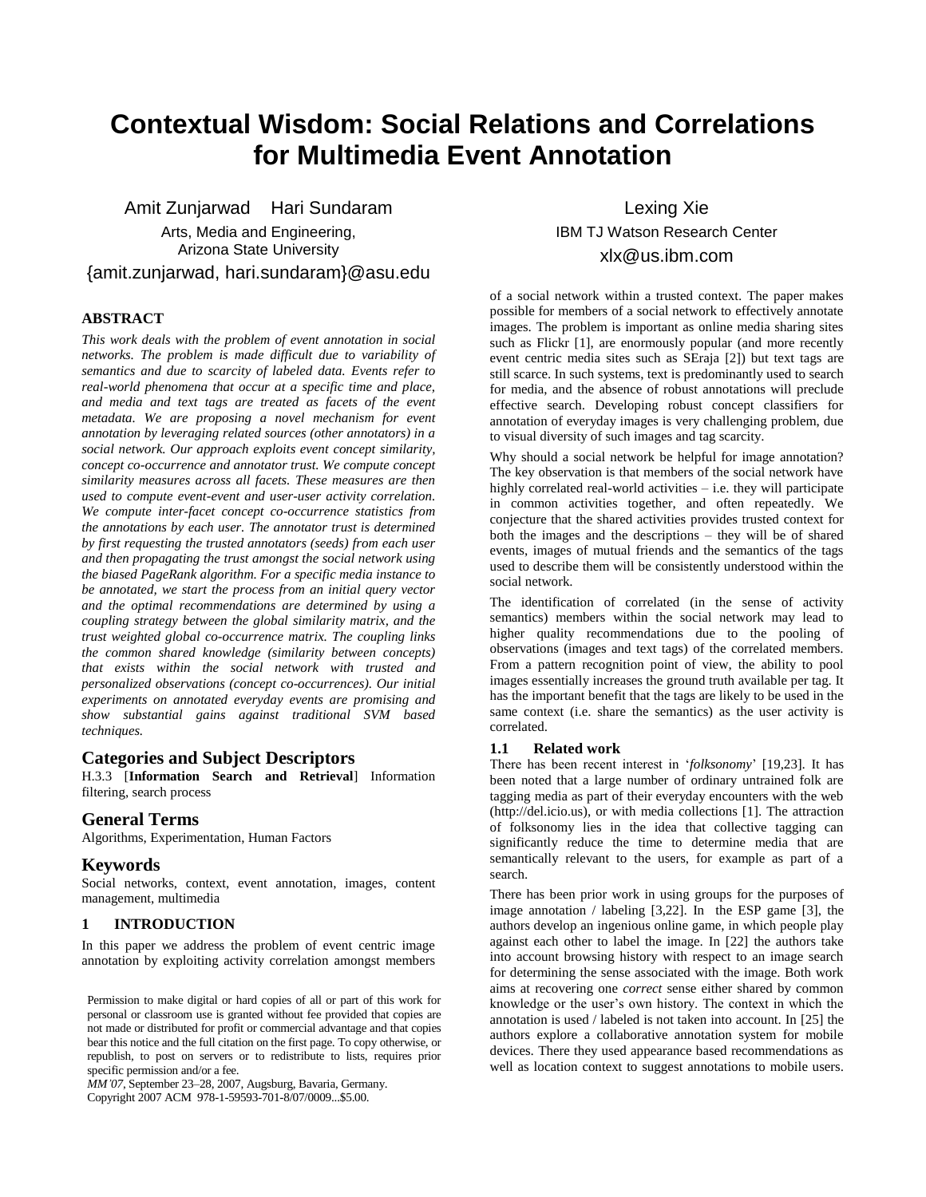# Contextual Wisdom: Social Relations and Correlations for Multimedia Event Annotation

Amit Zunjarwad Hari Sundaram

Arts, Media and Engineering,
Arizona State University

{amit.zunjarwad, hari.sundaram}@asu.edu

Lexing Xie

IBM TJ Watson Research Center

xlx@us.ibm.com

## ABSTRACT

*This work deals with the problem of event annotation in social networks. The problem is made difficult due to variability of semantics and due to scarcity of labeled data. Events refer to real-world phenomena that occur at a specific time and place, and media and text tags are treated as facets of the event metadata. We are proposing a novel mechanism for event annotation by leveraging related sources (other annotators) in a social network. Our approach exploits event concept similarity, concept co-occurrence and annotator trust. We compute concept similarity measures across all facets. These measures are then used to compute event-event and user-user activity correlation. We compute inter-facet concept co-occurrence statistics from the annotations by each user. The annotator trust is determined by first requesting the trusted annotators (seeds) from each user and then propagating the trust amongst the social network using the biased PageRank algorithm. For a specific media instance to be annotated, we start the process from an initial query vector and the optimal recommendations are determined by using a coupling strategy between the global similarity matrix, and the trust weighted global co-occurrence matrix. The coupling links the common shared knowledge (similarity between concepts) that exists within the social network with trusted and personalized observations (concept co-occurrences). Our initial experiments on annotated everyday events are promising and show substantial gains against traditional SVM based techniques.*

## Categories and Subject Descriptors

H.3.3 [**Information Search and Retrieval**] Information filtering, search process

## General Terms

Algorithms, Experimentation, Human Factors

## Keywords

Social networks, context, event annotation, images, content management, multimedia

## 1 INTRODUCTION

In this paper we address the problem of event centric image annotation by exploiting activity correlation amongst members of a social network within a trusted context. The paper makes possible for members of a social network to effectively annotate images. The problem is important as online media sharing sites such as Flickr [1], are enormously popular (and more recently event centric media sites such as SEraja [2]) but text tags are still scarce. In such systems, text is predominantly used to search for media, and the absence of robust annotations will preclude effective search. Developing robust concept classifiers for annotation of everyday images is very challenging problem, due to visual diversity of such images and tag scarcity.

Why should a social network be helpful for image annotation? The key observation is that members of the social network have highly correlated real-world activities – i.e. they will participate in common activities together, and often repeatedly. We conjecture that the shared activities provides trusted context for both the images and the descriptions – they will be of shared events, images of mutual friends and the semantics of the tags used to describe them will be consistently understood within the social network.

The identification of correlated (in the sense of activity semantics) members within the social network may lead to higher quality recommendations due to the pooling of observations (images and text tags) of the correlated members. From a pattern recognition point of view, the ability to pool images essentially increases the ground truth available per tag. It has the important benefit that the tags are likely to be used in the same context (i.e. share the semantics) as the user activity is correlated.

### 1.1 Related work

There has been recent interest in '*folksonomy*' [19,23]. It has been noted that a large number of ordinary untrained folk are tagging media as part of their everyday encounters with the web (http://del.icio.us), or with media collections [1]. The attraction of folksonomy lies in the idea that collective tagging can significantly reduce the time to determine media that are semantically relevant to the users, for example as part of a search.

There has been prior work in using groups for the purposes of image annotation / labeling [3,22]. In the ESP game [3], the authors develop an ingenious online game, in which people play against each other to label the image. In [22] the authors take into account browsing history with respect to an image search for determining the sense associated with the image. Both work aims at recovering one *correct* sense either shared by common knowledge or the user's own history. The context in which the annotation is used / labeled is not taken into account. In [25] the authors explore a collaborative annotation system for mobile devices. There they used appearance based recommendations as well as location context to suggest annotations to mobile users.

Permission to make digital or hard copies of all or part of this work for personal or classroom use is granted without fee provided that copies are not made or distributed for profit or commercial advantage and that copies bear this notice and the full citation on the first page. To copy otherwise, or republish, to post on servers or to redistribute to lists, requires prior specific permission and/or a fee.
*MM'07*, September 23–28, 2007, Augsburg, Bavaria, Germany.
Copyright 2007 ACM 978-1-59593-701-8/07/0009...$5.00.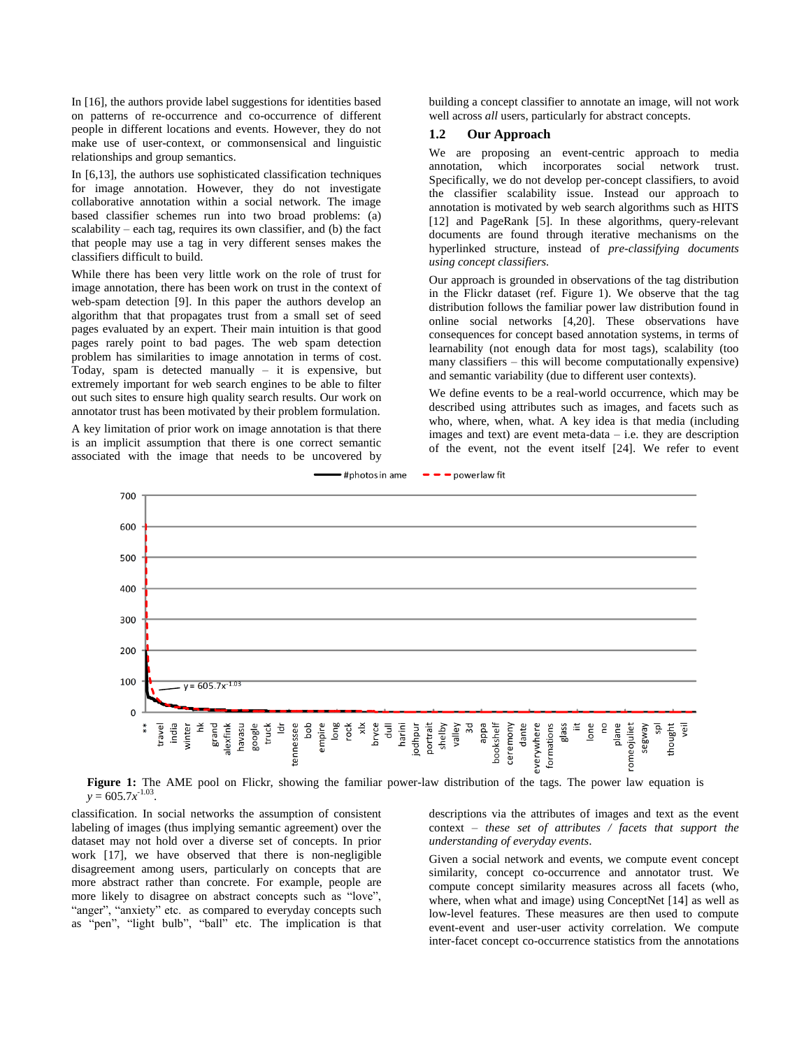In [16], the authors provide label suggestions for identities based on patterns of re-occurrence and co-occurrence of different people in different locations and events. However, they do not make use of user-context, or commonsensical and linguistic relationships and group semantics.

In [6,13], the authors use sophisticated classification techniques for image annotation. However, they do not investigate collaborative annotation within a social network. The image based classifier schemes run into two broad problems: (a) scalability – each tag, requires its own classifier, and (b) the fact that people may use a tag in very different senses makes the classifiers difficult to build.

While there has been very little work on the role of trust for image annotation, there has been work on trust in the context of web-spam detection [9]. In this paper the authors develop an algorithm that that propagates trust from a small set of seed pages evaluated by an expert. Their main intuition is that good pages rarely point to bad pages. The web spam detection problem has similarities to image annotation in terms of cost. Today, spam is detected manually – it is expensive, but extremely important for web search engines to be able to filter out such sites to ensure high quality search results. Our work on annotator trust has been motivated by their problem formulation.

A key limitation of prior work on image annotation is that there is an implicit assumption that there is one correct semantic associated with the image that needs to be uncovered by building a concept classifier to annotate an image, will not work well across *all* users, particularly for abstract concepts.

## 1.2 Our Approach

We are proposing an event-centric approach to media annotation, which incorporates social network trust. Specifically, we do not develop per-concept classifiers, to avoid the classifier scalability issue. Instead our approach to annotation is motivated by web search algorithms such as HITS [12] and PageRank [5]. In these algorithms, query-relevant documents are found through iterative mechanisms on the hyperlinked structure, instead of *pre-classifying documents using concept classifiers.*

Our approach is grounded in observations of the tag distribution in the Flickr dataset (ref. Figure 1). We observe that the tag distribution follows the familiar power law distribution found in online social networks [4,20]. These observations have consequences for concept based annotation systems, in terms of learnability (not enough data for most tags), scalability (too many classifiers – this will become computationally expensive) and semantic variability (due to different user contexts).

We define events to be a real-world occurrence, which may be described using attributes such as images, and facets such as who, where, when, what. A key idea is that media (including images and text) are event meta-data – i.e. they are description of the event, not the event itself [24]. We refer to event descriptions via the attributes of images and text as the event context – *these set of attributes / facets that support the understanding of everyday events*.

#photos in ame
powerlaw fit
700
600
500
400
300
200
100
0
y = 605.7x-1.03
** travel india winter hk grand alexfink havasu google truck ldr tennessee bob empire long rock xlx bryce dull harini jodhpur portrait shelby valley 3d appa bookshelf ceremony dante everywhere formations glass iit lone no plane romeojuliet segway spl thought veil

**Figure 1:** The AME pool on Flickr, showing the familiar power-law distribution of the tags. The power law equation is $y = 605.7x^{-1.03}$.

classification. In social networks the assumption of consistent labeling of images (thus implying semantic agreement) over the dataset may not hold over a diverse set of concepts. In prior work [17], we have observed that there is non-negligible disagreement among users, particularly on concepts that are more abstract rather than concrete. For example, people are more likely to disagree on abstract concepts such as "love", "anger", "anxiety" etc. as compared to everyday concepts such as "pen", "light bulb", "ball" etc. The implication is that

Given a social network and events, we compute event concept similarity, concept co-occurrence and annotator trust. We compute concept similarity measures across all facets (who, where, when what and image) using ConceptNet [14] as well as low-level features. These measures are then used to compute event-event and user-user activity correlation. We compute inter-facet concept co-occurrence statistics from the annotations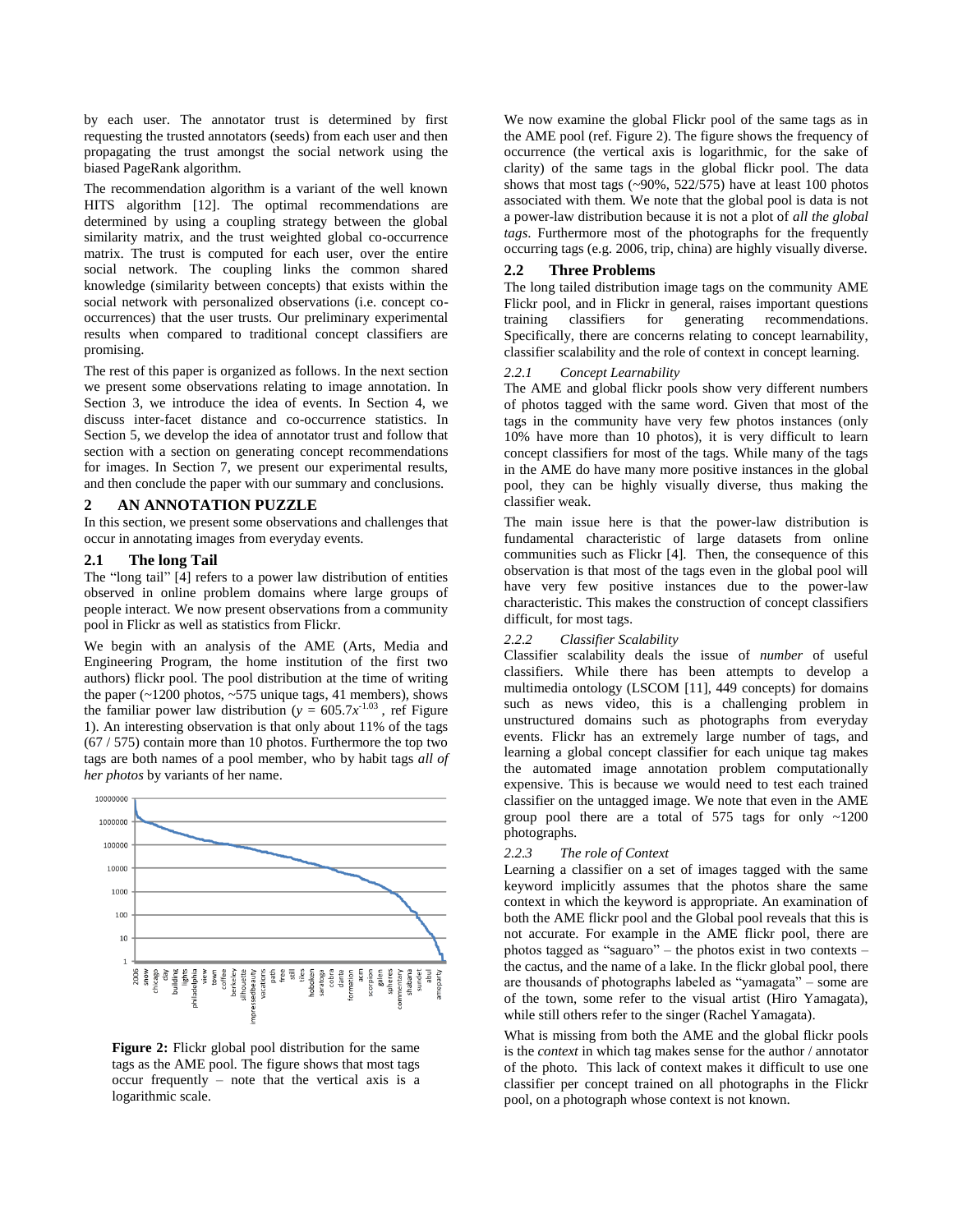by each user. The annotator trust is determined by first requesting the trusted annotators (seeds) from each user and then propagating the trust amongst the social network using the biased PageRank algorithm.

The recommendation algorithm is a variant of the well known HITS algorithm [12]. The optimal recommendations are determined by using a coupling strategy between the global similarity matrix, and the trust weighted global co-occurrence matrix. The trust is computed for each user, over the entire social network. The coupling links the common shared knowledge (similarity between concepts) that exists within the social network with personalized observations (i.e. concept co-occurrences) that the user trusts. Our preliminary experimental results when compared to traditional concept classifiers are promising.

The rest of this paper is organized as follows. In the next section we present some observations relating to image annotation. In Section 3, we introduce the idea of events. In Section 4, we discuss inter-facet distance and co-occurrence statistics. In Section 5, we develop the idea of annotator trust and follow that section with a section on generating concept recommendations for images. In Section 7, we present our experimental results, and then conclude the paper with our summary and conclusions.

## 2 AN ANNOTATION PUZZLE

In this section, we present some observations and challenges that occur in annotating images from everyday events.

### 2.1 The long Tail

The "long tail" [4] refers to a power law distribution of entities observed in online problem domains where large groups of people interact. We now present observations from a community pool in Flickr as well as statistics from Flickr.

We begin with an analysis of the AME (Arts, Media and Engineering Program, the home institution of the first two authors) flickr pool. The pool distribution at the time of writing the paper (~1200 photos, ~575 unique tags, 41 members), shows the familiar power law distribution ($y = 605.7x^{-1.03}$, ref Figure 1). An interesting observation is that only about 11% of the tags (67 / 575) contain more than 10 photos. Furthermore the top two tags are both names of a pool member, who by habit tags *all of her photos* by variants of her name.

10000000
1000000
100000
10000
1000
100
10
1

2006 snow chicago day building lights philadelphia view town coffee berkeley silhouette impressedbeauty vacations path free still tiles hoboken saratoga cobra dante formation acm scorpion galen spheres commentary shabana sundet abul ameparty

**Figure 2:** Flickr global pool distribution for the same tags as the AME pool. The figure shows that most tags occur frequently – note that the vertical axis is a logarithmic scale.

We now examine the global Flickr pool of the same tags as in the AME pool (ref. Figure 2). The figure shows the frequency of occurrence (the vertical axis is logarithmic, for the sake of clarity) of the same tags in the global flickr pool. The data shows that most tags (~90%, 522/575) have at least 100 photos associated with them. We note that the global pool is data is not a power-law distribution because it is not a plot of *all the global tags*. Furthermore most of the photographs for the frequently occurring tags (e.g. 2006, trip, china) are highly visually diverse.

### 2.2 Three Problems

The long tailed distribution image tags on the community AME Flickr pool, and in Flickr in general, raises important questions training classifiers for generating recommendations. Specifically, there are concerns relating to concept learnability, classifier scalability and the role of context in concept learning.

#### *2.2.1 Concept Learnability*

The AME and global flickr pools show very different numbers of photos tagged with the same word. Given that most of the tags in the community have very few photos instances (only 10% have more than 10 photos), it is very difficult to learn concept classifiers for most of the tags. While many of the tags in the AME do have many more positive instances in the global pool, they can be highly visually diverse, thus making the classifier weak.

The main issue here is that the power-law distribution is fundamental characteristic of large datasets from online communities such as Flickr [4]. Then, the consequence of this observation is that most of the tags even in the global pool will have very few positive instances due to the power-law characteristic. This makes the construction of concept classifiers difficult, for most tags.

#### *2.2.2 Classifier Scalability*

Classifier scalability deals the issue of *number* of useful classifiers. While there has been attempts to develop a multimedia ontology (LSCOM [11], 449 concepts) for domains such as news video, this is a challenging problem in unstructured domains such as photographs from everyday events. Flickr has an extremely large number of tags, and learning a global concept classifier for each unique tag makes the automated image annotation problem computationally expensive. This is because we would need to test each trained classifier on the untagged image. We note that even in the AME group pool there are a total of 575 tags for only ~1200 photographs.

#### *2.2.3 The role of Context*

Learning a classifier on a set of images tagged with the same keyword implicitly assumes that the photos share the same context in which the keyword is appropriate. An examination of both the AME flickr pool and the Global pool reveals that this is not accurate. For example in the AME flickr pool, there are photos tagged as "saguaro" – the photos exist in two contexts – the cactus, and the name of a lake. In the flickr global pool, there are thousands of photographs labeled as "yamagata" – some are of the town, some refer to the visual artist (Hiro Yamagata), while still others refer to the singer (Rachel Yamagata).

What is missing from both the AME and the global flickr pools is the *context* in which tag makes sense for the author / annotator of the photo. This lack of context makes it difficult to use one classifier per concept trained on all photographs in the Flickr pool, on a photograph whose context is not known.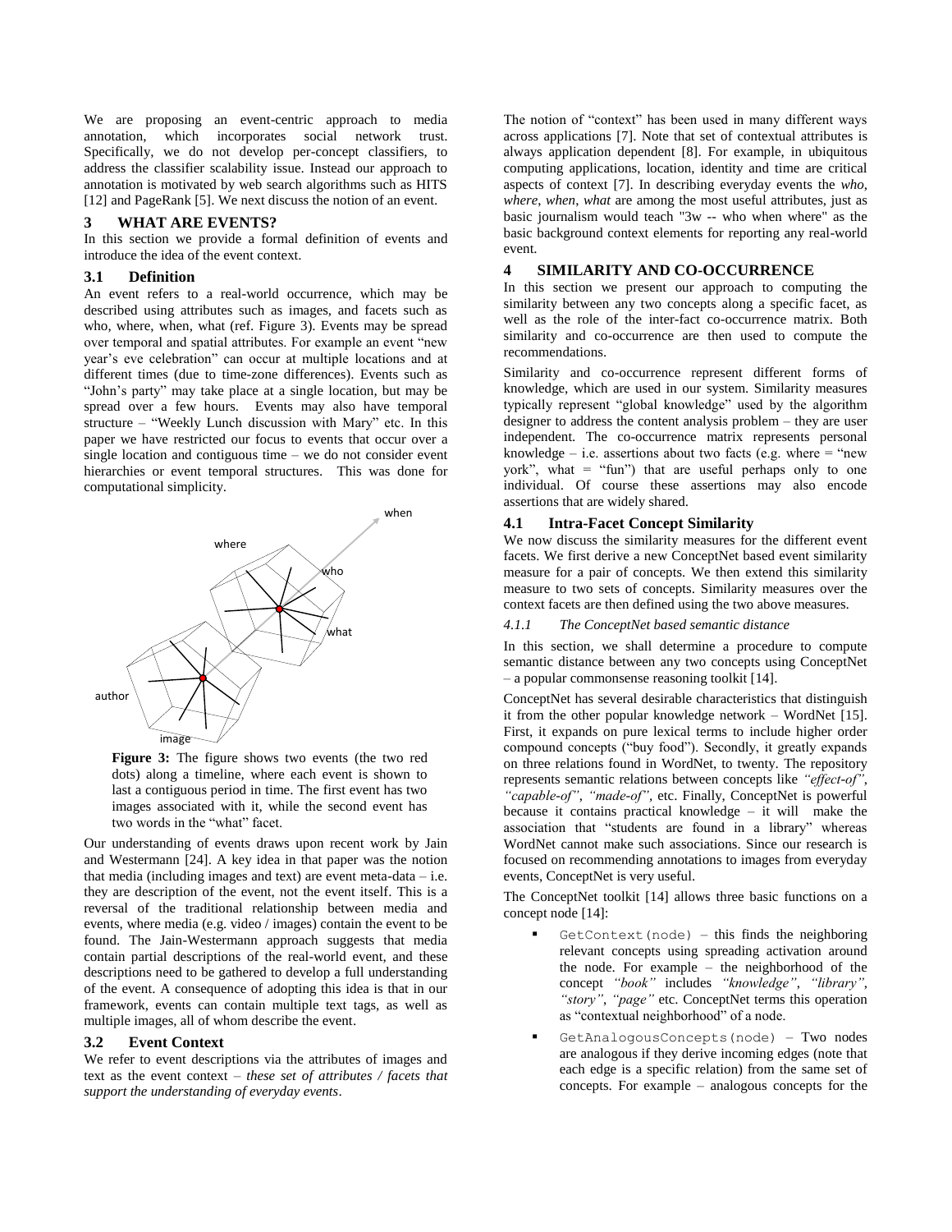We are proposing an event-centric approach to media annotation, which incorporates social network trust. Specifically, we do not develop per-concept classifiers, to address the classifier scalability issue. Instead our approach to annotation is motivated by web search algorithms such as HITS [12] and PageRank [5]. We next discuss the notion of an event.

## 3 WHAT ARE EVENTS?

In this section we provide a formal definition of events and introduce the idea of the event context.

### 3.1 Definition

An event refers to a real-world occurrence, which may be described using attributes such as images, and facets such as who, where, when, what (ref. Figure 3). Events may be spread over temporal and spatial attributes. For example an event "new year's eve celebration" can occur at multiple locations and at different times (due to time-zone differences). Events such as "John's party" may take place at a single location, but may be spread over a few hours. Events may also have temporal structure – "Weekly Lunch discussion with Mary" etc. In this paper we have restricted our focus to events that occur over a single location and contiguous time – we do not consider event hierarchies or event temporal structures. This was done for computational simplicity.

when
where
who
what
author
image

**Figure 3:** The figure shows two events (the two red dots) along a timeline, where each event is shown to last a contiguous period in time. The first event has two images associated with it, while the second event has two words in the "what" facet.

Our understanding of events draws upon recent work by Jain and Westermann [24]. A key idea in that paper was the notion that media (including images and text) are event meta-data – i.e. they are description of the event, not the event itself. This is a reversal of the traditional relationship between media and events, where media (e.g. video / images) contain the event to be found. The Jain-Westermann approach suggests that media contain partial descriptions of the real-world event, and these descriptions need to be gathered to develop a full understanding of the event. A consequence of adopting this idea is that in our framework, events can contain multiple text tags, as well as multiple images, all of whom describe the event.

### 3.2 Event Context

We refer to event descriptions via the attributes of images and text as the event context – *these set of attributes / facets that support the understanding of everyday events*.

The notion of "context" has been used in many different ways across applications [7]. Note that set of contextual attributes is always application dependent [8]. For example, in ubiquitous computing applications, location, identity and time are critical aspects of context [7]. In describing everyday events the *who*, *where*, *when*, *what* are among the most useful attributes, just as basic journalism would teach "3w -- who when where" as the basic background context elements for reporting any real-world event.

## 4 SIMILARITY AND CO-OCCURRENCE

In this section we present our approach to computing the similarity between any two concepts along a specific facet, as well as the role of the inter-fact co-occurrence matrix. Both similarity and co-occurrence are then used to compute the recommendations.

Similarity and co-occurrence represent different forms of knowledge, which are used in our system. Similarity measures typically represent "global knowledge" used by the algorithm designer to address the content analysis problem – they are user independent. The co-occurrence matrix represents personal knowledge – i.e. assertions about two facts (e.g. where = "new york", what = "fun") that are useful perhaps only to one individual. Of course these assertions may also encode assertions that are widely shared.

### 4.1 Intra-Facet Concept Similarity

We now discuss the similarity measures for the different event facets. We first derive a new ConceptNet based event similarity measure for a pair of concepts. We then extend this similarity measure to two sets of concepts. Similarity measures over the context facets are then defined using the two above measures.

#### *4.1.1 The ConceptNet based semantic distance*

In this section, we shall determine a procedure to compute semantic distance between any two concepts using ConceptNet – a popular commonsense reasoning toolkit [14].

ConceptNet has several desirable characteristics that distinguish it from the other popular knowledge network – WordNet [15]. First, it expands on pure lexical terms to include higher order compound concepts ("buy food"). Secondly, it greatly expands on three relations found in WordNet, to twenty. The repository represents semantic relations between concepts like *"effect-of"*, *"capable-of"*, *"made-of"*, etc. Finally, ConceptNet is powerful because it contains practical knowledge – it will make the association that "students are found in a library" whereas WordNet cannot make such associations. Since our research is focused on recommending annotations to images from everyday events, ConceptNet is very useful.

The ConceptNet toolkit [14] allows three basic functions on a concept node [14]:

- `GetContext(node)` – this finds the neighboring relevant concepts using spreading activation around the node. For example – the neighborhood of the concept *"book"* includes *"knowledge"*, *"library"*, *"story"*, *"page"* etc. ConceptNet terms this operation as "contextual neighborhood" of a node.
- `GetAnalogousConcepts(node)` – Two nodes are analogous if they derive incoming edges (note that each edge is a specific relation) from the same set of concepts. For example – analogous concepts for the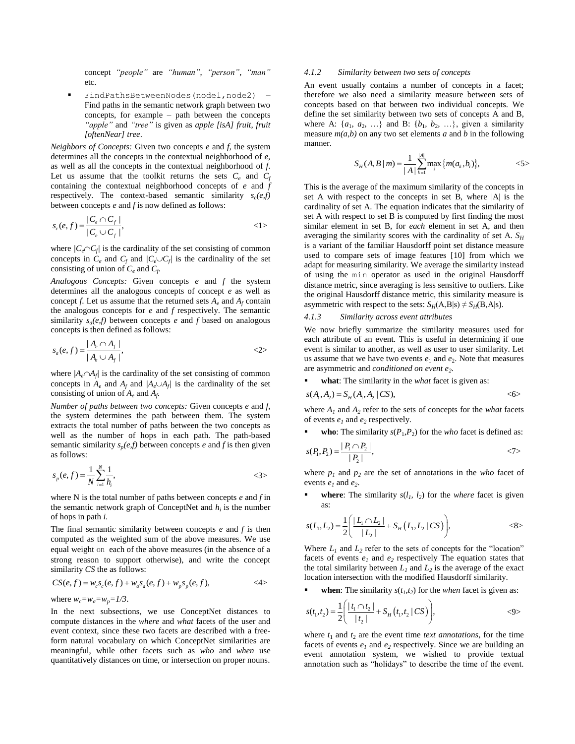concept *"people"* are *"human"*, *"person"*, *"man"* etc.

- FindPathsBetweenNodes(node1,node2) – Find paths in the semantic network graph between two concepts, for example – path between the concepts *"apple"* and *"tree"* is given as *apple [isA] fruit*, *fruit [oftenNear] tree*.

*Neighbors of Concepts:* Given two concepts *e* and *f*, the system determines all the concepts in the contextual neighborhood of *e*, as well as all the concepts in the contextual neighborhood of *f*. Let us assume that the toolkit returns the sets $C_e$ and $C_f$ containing the contextual neighborhood concepts of *e* and *f* respectively. The context-based semantic similarity $s_c(e,f)$ between concepts *e* and *f* is now defined as follows:

$$s_c(e,f) = \frac{|C_e \cap C_f|}{|C_e \cup C_f|}, \qquad <1>$$

where $|C_e \cap C_f|$ is the cardinality of the set consisting of common concepts in $C_e$ and $C_f$ and $|C_e \cup C_f|$ is the cardinality of the set consisting of union of $C_e$ and $C_f$.

*Analogous Concepts:* Given concepts *e* and *f* the system determines all the analogous concepts of concept *e* as well as concept *f*. Let us assume that the returned sets $A_e$ and $A_f$ contain the analogous concepts for *e* and *f* respectively. The semantic similarity $s_a(e,f)$ between concepts *e* and *f* based on analogous concepts is then defined as follows:

$$s_a(e,f) = \frac{|A_e \cap A_f|}{|A_e \cup A_f|}, \qquad <2>$$

where $|A_e \cap A_f|$ is the cardinality of the set consisting of common concepts in $A_e$ and $A_f$ and $|A_e \cup A_f|$ is the cardinality of the set consisting of union of $A_e$ and $A_f$.

*Number of paths between two concepts:* Given concepts *e* and *f*, the system determines the path between them. The system extracts the total number of paths between the two concepts as well as the number of hops in each path. The path-based semantic similarity $s_p(e,f)$ between concepts *e* and *f* is then given as follows:

$$s_p(e,f) = \frac{1}{N}\sum_{i=1}^{N}\frac{1}{h_i}, \qquad <3>$$

where N is the total number of paths between concepts *e* and *f* in the semantic network graph of ConceptNet and $h_i$ is the number of hops in path *i*.

The final semantic similarity between concepts *e* and *f* is then computed as the weighted sum of the above measures. We use equal weight on each of the above measures (in the absence of a strong reason to support otherwise), and write the concept similarity *CS* the as follows:

$$CS(e,f) = w_c s_c(e,f) + w_a s_a(e,f) + w_p s_p(e,f), \qquad <4>$$

where $w_c=w_a=w_p=1/3$.

In the next subsections, we use ConceptNet distances to compute distances in the *where* and *what* facets of the user and event context, since these two facets are described with a free-form natural vocabulary on which ConceptNet similarities are meaningful, while other facets such as *who* and *when* use quantitatively distances on time, or intersection on proper nouns.

#### *4.1.2 Similarity between two sets of concepts*

An event usually contains a number of concepts in a facet; therefore we also need a similarity measure between sets of concepts based on that between two individual concepts. We define the set similarity between two sets of concepts A and B, where A: $\{a_1, a_2, \ldots\}$ and B: $\{b_1, b_2, \ldots\}$, given a similarity measure $m(a,b)$ on any two set elements *a* and *b* in the following manner.

$$S_H(A,B\,|\,m) = \frac{1}{|A|}\sum_{k=1}^{|A|}\max_i\{m(a_k,b_i)\}, \qquad <5>$$

This is the average of the maximum similarity of the concepts in set A with respect to the concepts in set B, where |A| is the cardinality of set A. The equation indicates that the similarity of set A with respect to set B is computed by first finding the most similar element in set B, for *each* element in set A, and then averaging the similarity scores with the cardinality of set A. $S_H$ is a variant of the familiar Hausdorff point set distance measure used to compare sets of image features [10] from which we adapt for measuring similarity. We average the similarity instead of using the min operator as used in the original Hausdorff distance metric, since averaging is less sensitive to outliers. Like the original Hausdorff distance metric, this similarity measure is asymmetric with respect to the sets: $S_H(A,B|s) \neq S_H(B,A|s)$.

#### *4.1.3 Similarity across event attributes*

We now briefly summarize the similarity measures used for each attribute of an event. This is useful in determining if one event is similar to another, as well as user to user similarity. Let us assume that we have two events $e_1$ and $e_2$. Note that measures are asymmetric and *conditioned on event $e_2$*.

- **what**: The similarity in the *what* facet is given as:

$$s(A_1,A_2) = S_H(A_1,A_2\,|\,CS), \qquad <6>$$

where $A_1$ and $A_2$ refer to the sets of concepts for the *what* facets of events $e_1$ and $e_2$ respectively.

- **who**: The similarity $s(P_1,P_2)$ for the *who* facet is defined as:

$$s(P_1,P_2) = \frac{|P_1 \cap P_2|}{|P_2|}, \qquad <7>$$

where $p_1$ and $p_2$ are the set of annotations in the *who* facet of events $e_1$ and $e_2$.

- **where**: The similarity $s(l_1, l_2)$ for the *where* facet is given as:

$$s(L_1,L_2) = \frac{1}{2}\left(\frac{|L_1 \cap L_2|}{|L_2|} + S_H\left(L_1,L_2\,|\,CS\right)\right), \qquad <8>$$

Where $L_1$ and $L_2$ refer to the sets of concepts for the "location" facets of events $e_1$ and $e_2$ respectively The equation states that the total similarity between $L_1$ and $L_2$ is the average of the exact location intersection with the modified Hausdorff similarity.

- **when**: The similarity $s(t_1,t_2)$ for the *when* facet is given as:

$$s(t_1,t_2) = \frac{1}{2}\left(\frac{|t_1 \cap t_2|}{|t_2|} + S_H\left(t_1,t_2\,|\,CS\right)\right), \qquad <9>$$

where $t_1$ and $t_2$ are the event time *text annotations*, for the time facets of events $e_1$ and $e_2$ respectively. Since we are building an event annotation system, we wished to provide textual annotation such as "holidays" to describe the time of the event.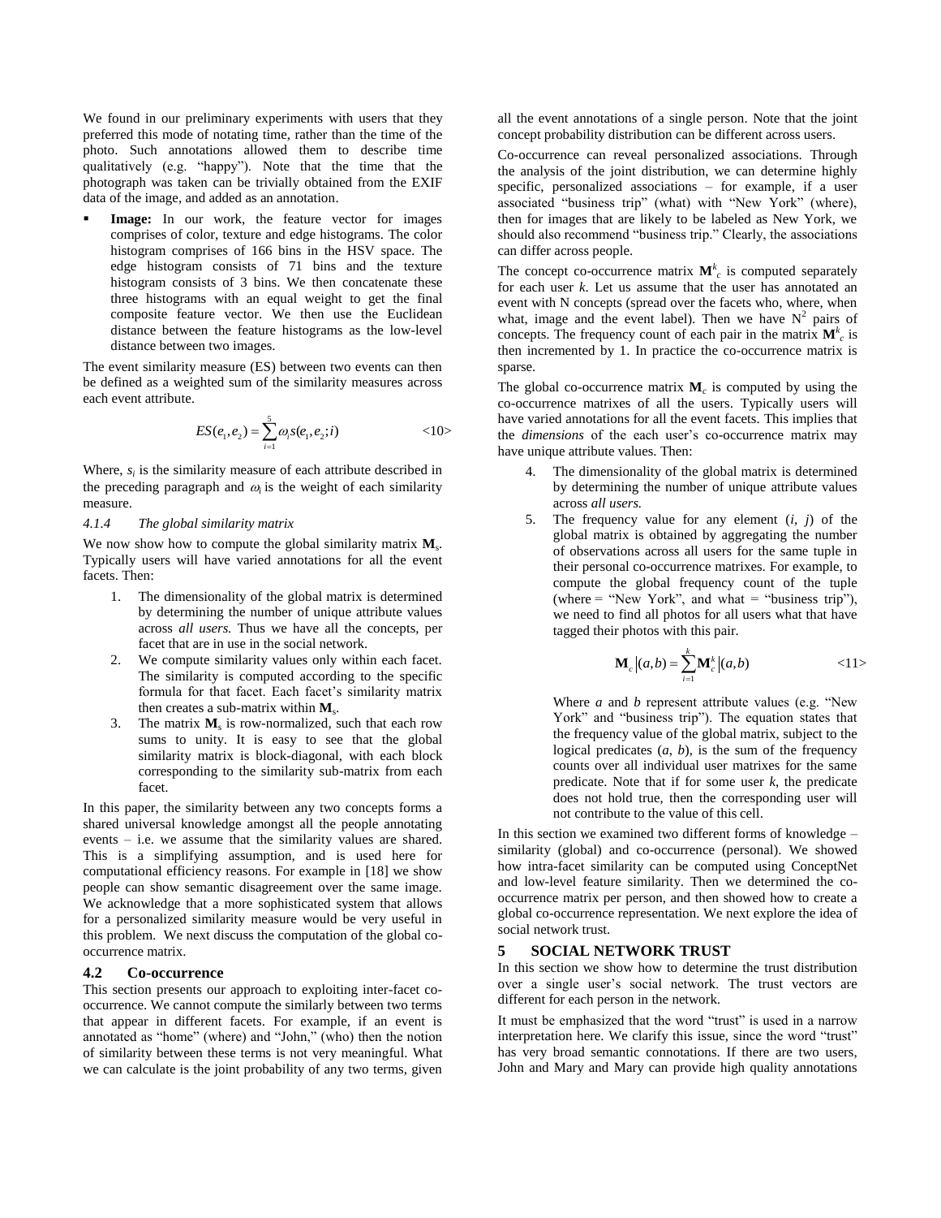We found in our preliminary experiments with users that they preferred this mode of notating time, rather than the time of the photo. Such annotations allowed them to describe time qualitatively (e.g. "happy"). Note that the time that the photograph was taken can be trivially obtained from the EXIF data of the image, and added as an annotation.

- **Image:** In our work, the feature vector for images comprises of color, texture and edge histograms. The color histogram comprises of 166 bins in the HSV space. The edge histogram consists of 71 bins and the texture histogram consists of 3 bins. We then concatenate these three histograms with an equal weight to get the final composite feature vector. We then use the Euclidean distance between the feature histograms as the low-level distance between two images.

The event similarity measure (ES) between two events can then be defined as a weighted sum of the similarity measures across each event attribute.

$$ES(e_1, e_2) = \sum_{i=1}^{5} \omega_i s(e_1, e_2; i) \qquad \text{<10>}$$

Where, $s_i$ is the similarity measure of each attribute described in the preceding paragraph and $\omega_i$ is the weight of each similarity measure.

#### 4.1.4 The global similarity matrix

We now show how to compute the global similarity matrix $\mathbf{M}_s$. Typically users will have varied annotations for all the event facets. Then:

1. The dimensionality of the global matrix is determined by determining the number of unique attribute values across *all users.* Thus we have all the concepts, per facet that are in use in the social network.
2. We compute similarity values only within each facet. The similarity is computed according to the specific formula for that facet. Each facet's similarity matrix then creates a sub-matrix within $\mathbf{M}_s$.
3. The matrix $\mathbf{M}_s$ is row-normalized, such that each row sums to unity. It is easy to see that the global similarity matrix is block-diagonal, with each block corresponding to the similarity sub-matrix from each facet.

In this paper, the similarity between any two concepts forms a shared universal knowledge amongst all the people annotating events – i.e. we assume that the similarity values are shared. This is a simplifying assumption, and is used here for computational efficiency reasons. For example in [18] we show people can show semantic disagreement over the same image. We acknowledge that a more sophisticated system that allows for a personalized similarity measure would be very useful in this problem. We next discuss the computation of the global co-occurrence matrix.

### 4.2 Co-occurrence

This section presents our approach to exploiting inter-facet co-occurrence. We cannot compute the similarly between two terms that appear in different facets. For example, if an event is annotated as "home" (where) and "John," (who) then the notion of similarity between these terms is not very meaningful. What we can calculate is the joint probability of any two terms, given all the event annotations of a single person. Note that the joint concept probability distribution can be different across users.

Co-occurrence can reveal personalized associations. Through the analysis of the joint distribution, we can determine highly specific, personalized associations – for example, if a user associated "business trip" (what) with "New York" (where), then for images that are likely to be labeled as New York, we should also recommend "business trip." Clearly, the associations can differ across people.

The concept co-occurrence matrix $\mathbf{M}^k_c$ is computed separately for each user $k$. Let us assume that the user has annotated an event with N concepts (spread over the facets who, where, when what, image and the event label). Then we have $N^2$ pairs of concepts. The frequency count of each pair in the matrix $\mathbf{M}^k_c$ is then incremented by 1. In practice the co-occurrence matrix is sparse.

The global co-occurrence matrix $\mathbf{M}_c$ is computed by using the co-occurrence matrixes of all the users. Typically users will have varied annotations for all the event facets. This implies that the *dimensions* of the each user's co-occurrence matrix may have unique attribute values. Then:

4. The dimensionality of the global matrix is determined by determining the number of unique attribute values across *all users.*
5. The frequency value for any element ($i$, $j$) of the global matrix is obtained by aggregating the number of observations across all users for the same tuple in their personal co-occurrence matrixes. For example, to compute the global frequency count of the tuple (where = "New York", and what = "business trip"), we need to find all photos for all users what that have tagged their photos with this pair.

$$\mathbf{M}_c \left|(a,b) = \sum_{i=1}^{k} \mathbf{M}^k_c \right|(a,b) \qquad \text{<11>}$$

Where $a$ and $b$ represent attribute values (e.g. "New York" and "business trip"). The equation states that the frequency value of the global matrix, subject to the logical predicates ($a$, $b$), is the sum of the frequency counts over all individual user matrixes for the same predicate. Note that if for some user $k$, the predicate does not hold true, then the corresponding user will not contribute to the value of this cell.

In this section we examined two different forms of knowledge – similarity (global) and co-occurrence (personal). We showed how intra-facet similarity can be computed using ConceptNet and low-level feature similarity. Then we determined the co-occurrence matrix per person, and then showed how to create a global co-occurrence representation. We next explore the idea of social network trust.

## 5 SOCIAL NETWORK TRUST

In this section we show how to determine the trust distribution over a single user's social network. The trust vectors are different for each person in the network.

It must be emphasized that the word "trust" is used in a narrow interpretation here. We clarify this issue, since the word "trust" has very broad semantic connotations. If there are two users, John and Mary and Mary can provide high quality annotations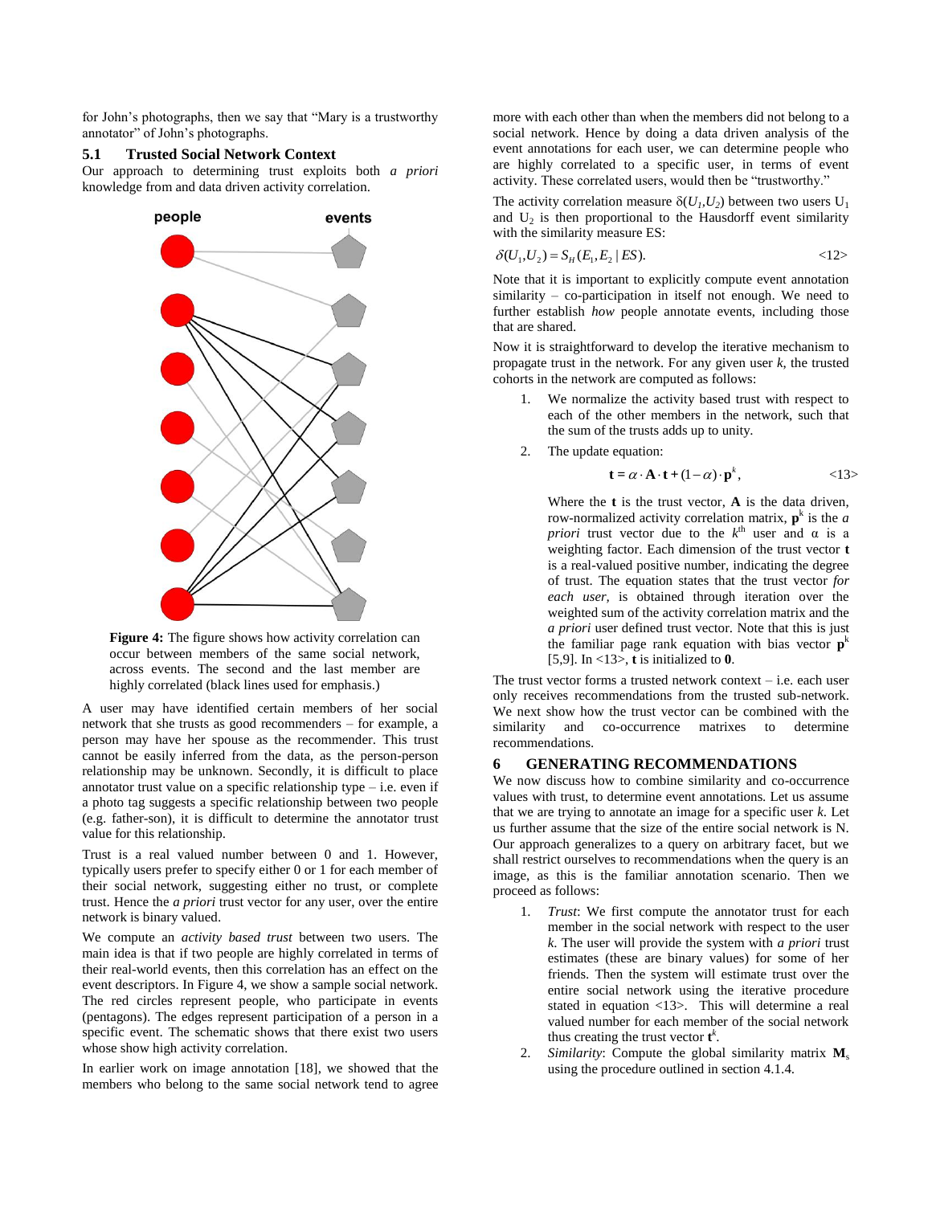for John's photographs, then we say that "Mary is a trustworthy annotator" of John's photographs.

### 5.1 Trusted Social Network Context

Our approach to determining trust exploits both *a priori* knowledge from and data driven activity correlation.

people

events

**Figure 4:** The figure shows how activity correlation can occur between members of the same social network, across events. The second and the last member are highly correlated (black lines used for emphasis.)

A user may have identified certain members of her social network that she trusts as good recommenders – for example, a person may have her spouse as the recommender. This trust cannot be easily inferred from the data, as the person-person relationship may be unknown. Secondly, it is difficult to place annotator trust value on a specific relationship type – i.e. even if a photo tag suggests a specific relationship between two people (e.g. father-son), it is difficult to determine the annotator trust value for this relationship.

Trust is a real valued number between 0 and 1. However, typically users prefer to specify either 0 or 1 for each member of their social network, suggesting either no trust, or complete trust. Hence the *a priori* trust vector for any user, over the entire network is binary valued.

We compute an *activity based trust* between two users. The main idea is that if two people are highly correlated in terms of their real-world events, then this correlation has an effect on the event descriptors. In Figure 4, we show a sample social network. The red circles represent people, who participate in events (pentagons). The edges represent participation of a person in a specific event. The schematic shows that there exist two users whose show high activity correlation.

In earlier work on image annotation [18], we showed that the members who belong to the same social network tend to agree more with each other than when the members did not belong to a social network. Hence by doing a data driven analysis of the event annotations for each user, we can determine people who are highly correlated to a specific user, in terms of event activity. These correlated users, would then be "trustworthy."

The activity correlation measure $\delta(U_1,U_2)$ between two users $U_1$ and $U_2$ is then proportional to the Hausdorff event similarity with the similarity measure ES:

$$\delta(U_1,U_2) = S_H(E_1,E_2 \mid ES). \qquad \text{<12>}$$

Note that it is important to explicitly compute event annotation similarity – co-participation in itself not enough. We need to further establish *how* people annotate events, including those that are shared.

Now it is straightforward to develop the iterative mechanism to propagate trust in the network. For any given user $k$, the trusted cohorts in the network are computed as follows:

1. We normalize the activity based trust with respect to each of the other members in the network, such that the sum of the trusts adds up to unity.
2. The update equation:

$$\mathbf{t} = \alpha \cdot \mathbf{A} \cdot \mathbf{t} + (1-\alpha) \cdot \mathbf{p}^k, \qquad \text{<13>}$$

   Where the $\mathbf{t}$ is the trust vector, $\mathbf{A}$ is the data driven, row-normalized activity correlation matrix, $\mathbf{p}^k$ is the *a priori* trust vector due to the $k^{th}$ user and $\alpha$ is a weighting factor. Each dimension of the trust vector $\mathbf{t}$ is a real-valued positive number, indicating the degree of trust. The equation states that the trust vector *for each user*, is obtained through iteration over the weighted sum of the activity correlation matrix and the *a priori* user defined trust vector. Note that this is just the familiar page rank equation with bias vector $\mathbf{p}^k$ [5,9]. In <13>, $\mathbf{t}$ is initialized to $\mathbf{0}$.

The trust vector forms a trusted network context – i.e. each user only receives recommendations from the trusted sub-network. We next show how the trust vector can be combined with the similarity and co-occurrence matrices to determine recommendations.

## 6 GENERATING RECOMMENDATIONS

We now discuss how to combine similarity and co-occurrence values with trust, to determine event annotations. Let us assume that we are trying to annotate an image for a specific user $k$. Let us further assume that the size of the entire social network is N. Our approach generalizes to a query on arbitrary facet, but we shall restrict ourselves to recommendations when the query is an image, as this is the familiar annotation scenario. Then we proceed as follows:

1. *Trust*: We first compute the annotator trust for each member in the social network with respect to the user $k$. The user will provide the system with *a priori* trust estimates (these are binary values) for some of her friends. Then the system will estimate trust over the entire social network using the iterative procedure stated in equation <13>. This will determine a real valued number for each member of the social network thus creating the trust vector $\mathbf{t}^k$.
2. *Similarity*: Compute the global similarity matrix $\mathbf{M}_s$ using the procedure outlined in section 4.1.4.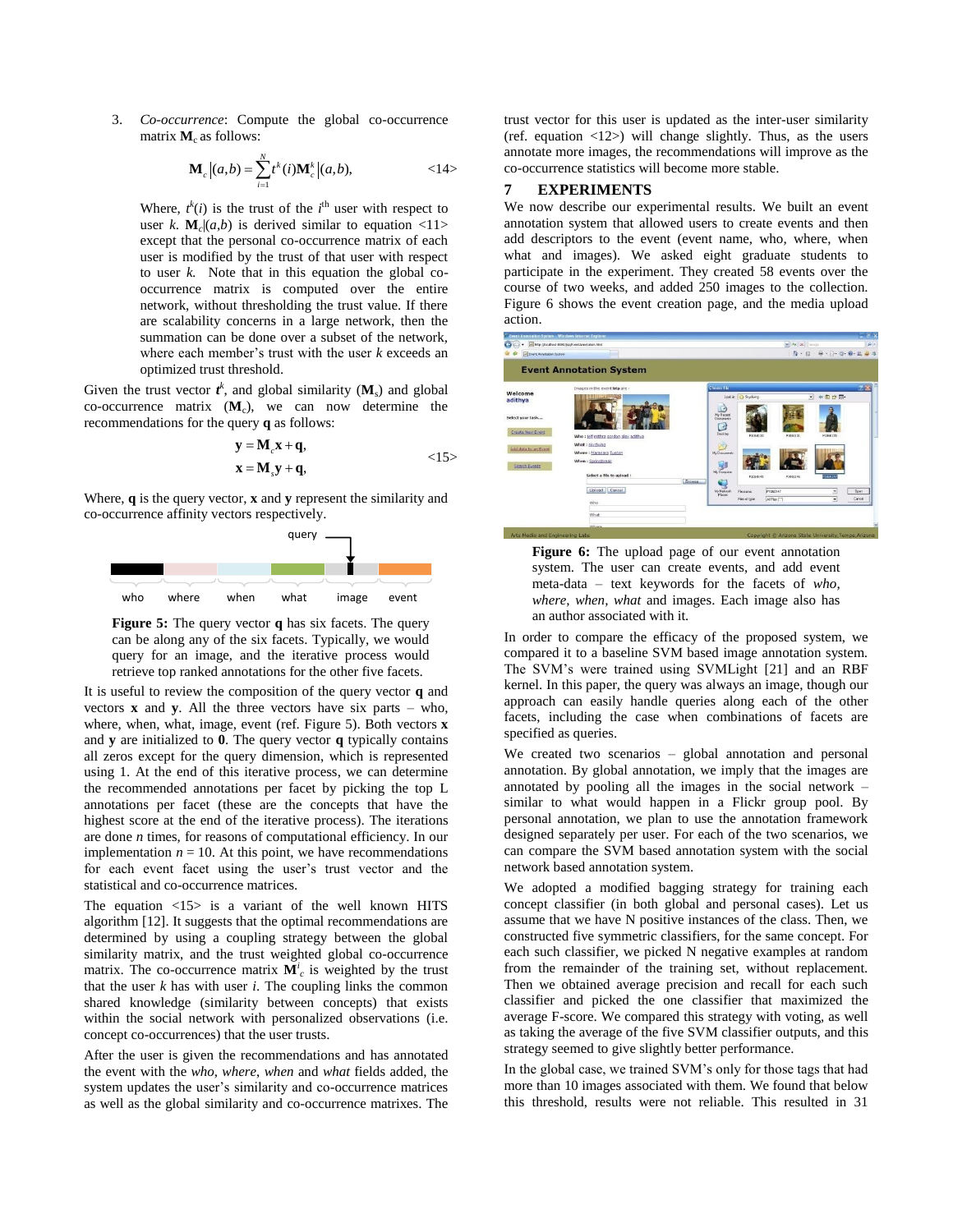3. *Co-occurrence*: Compute the global co-occurrence matrix $\mathbf{M}_c$ as follows:

$$\mathbf{M}_c|(a,b) = \sum_{i=1}^{N} t^k(i)\mathbf{M}_c^k|(a,b), \qquad <14>$$

Where, $t^k(i)$ is the trust of the $i^{th}$ user with respect to user $k$. $\mathbf{M}_c|(a,b)$ is derived similar to equation <11> except that the personal co-occurrence matrix of each user is modified by the trust that user with respect to user $k$. Note that in this equation the global co-occurrence matrix is computed over the entire network, without thresholding the trust value. If there are scalability concerns in a large network, then the summation can be done over a subset of the network, where each member's trust with the user $k$ exceeds an optimized trust threshold.

Given the trust vector $\mathbf{t}^k$, and global similarity ($\mathbf{M}_s$) and global co-occurrence matrix ($\mathbf{M}_c$), we can now determine the recommendations for the query $\mathbf{q}$ as follows:

$$\begin{aligned} \mathbf{y} &= \mathbf{M}_c\mathbf{x} + \mathbf{q}, \\ \mathbf{x} &= \mathbf{M}_s\mathbf{y} + \mathbf{q}, \end{aligned} \qquad <15>$$

Where, $\mathbf{q}$ is the query vector, $\mathbf{x}$ and $\mathbf{y}$ represent the similarity and co-occurrence affinity vectors respectively.

query

who where when what image event

**Figure 5:** The query vector $\mathbf{q}$ has six facets. The query can be along any of the six facets. Typically, we would query for an image, and the iterative process would retrieve top ranked annotations for the other five facets.

It is useful to review the composition of the query vector $\mathbf{q}$ and vectors $\mathbf{x}$ and $\mathbf{y}$. All the three vectors have six parts – who, where, when, what, image, event (ref. Figure 5). Both vectors $\mathbf{x}$ and $\mathbf{y}$ are initialized to $\mathbf{0}$. The query vector $\mathbf{q}$ typically contains all zeros except for the query dimension, which is represented using 1. At the end of this iterative process, we can determine the recommended annotations per facet by picking the top L annotations per facet (these are the concepts that have the highest score at the end of the iterative process). The iterations are done $n$ times, for reasons of computational efficiency. In our implementation $n = 10$. At this point, we have recommendations for each event facet using the user's trust vector and the statistical and co-occurrence matrices.

The equation <15> is a variant of the well known HITS algorithm [12]. It suggests that the optimal recommendations are determined by using a coupling strategy between the global similarity matrix, and the trust weighted global co-occurrence matrix. The co-occurrence matrix $\mathbf{M}_c^i$ is weighted by the trust that the user $k$ has with user $i$. The coupling links the common shared knowledge (similarity between concepts) that exists within the social network with personalized observations (i.e. concept co-occurrences) that the user trusts.

After the user is given the recommendations and has annotated the event with the *who*, *where*, *when* and *what* fields added, the system updates the user's similarity and co-occurrence matrices as well as the global similarity and co-occurrence matrices. The trust vector for this user is updated as the inter-user similarity (ref. equation <12>) will change slightly. Thus, as the users annotate more images, the recommendations will improve as the co-occurrence statistics will become more stable.

## 7 EXPERIMENTS

We now describe our experimental results. We built an event annotation system that allowed users to create events and then add descriptors to the event (event name, who, where, when what and images). We asked eight graduate students to participate in the experiment. They created 58 events over the course of two weeks, and added 250 images to the collection. Figure 6 shows the event creation page, and the media upload action.

**Figure 6:** The upload page of our event annotation system. The user can create events, and add event meta-data – text keywords for the facets of *who, where, when, what* and images. Each image also has an author associated with it.

In order to compare the efficacy of the proposed system, we compared it to a baseline SVM based image annotation system. The SVM's were trained using SVMLight [21] and an RBF kernel. In this paper, the query was always an image, though our approach can easily handle queries along each of the other facets, including the case when combinations of facets are specified as queries.

We created two scenarios – global annotation and personal annotation. By global annotation, we imply that the images are annotated by pooling all the images in the social network – similar to what would happen in a Flickr group pool. By personal annotation, we plan to use the annotation framework designed separately per user. For each of the two scenarios, we can compare the SVM based annotation system with the social network based annotation system.

We adopted a modified bagging strategy for training each concept classifier (in both global and personal cases). Let us assume that we have N positive instances of the class. Then, we constructed five symmetric classifiers, for the same concept. For each such classifier, we picked N negative examples at random from the remainder of the training set, without replacement. Then we obtained average precision and recall for each such classifier and picked the one classifier that maximized the average F-score. We compared this strategy with voting, as well as taking the average of the five SVM classifier outputs, and this strategy seemed to give slightly better performance.

In the global case, we trained SVM's only for those tags that had more than 10 images associated with them. We found that below this threshold, results were not reliable. This resulted in 31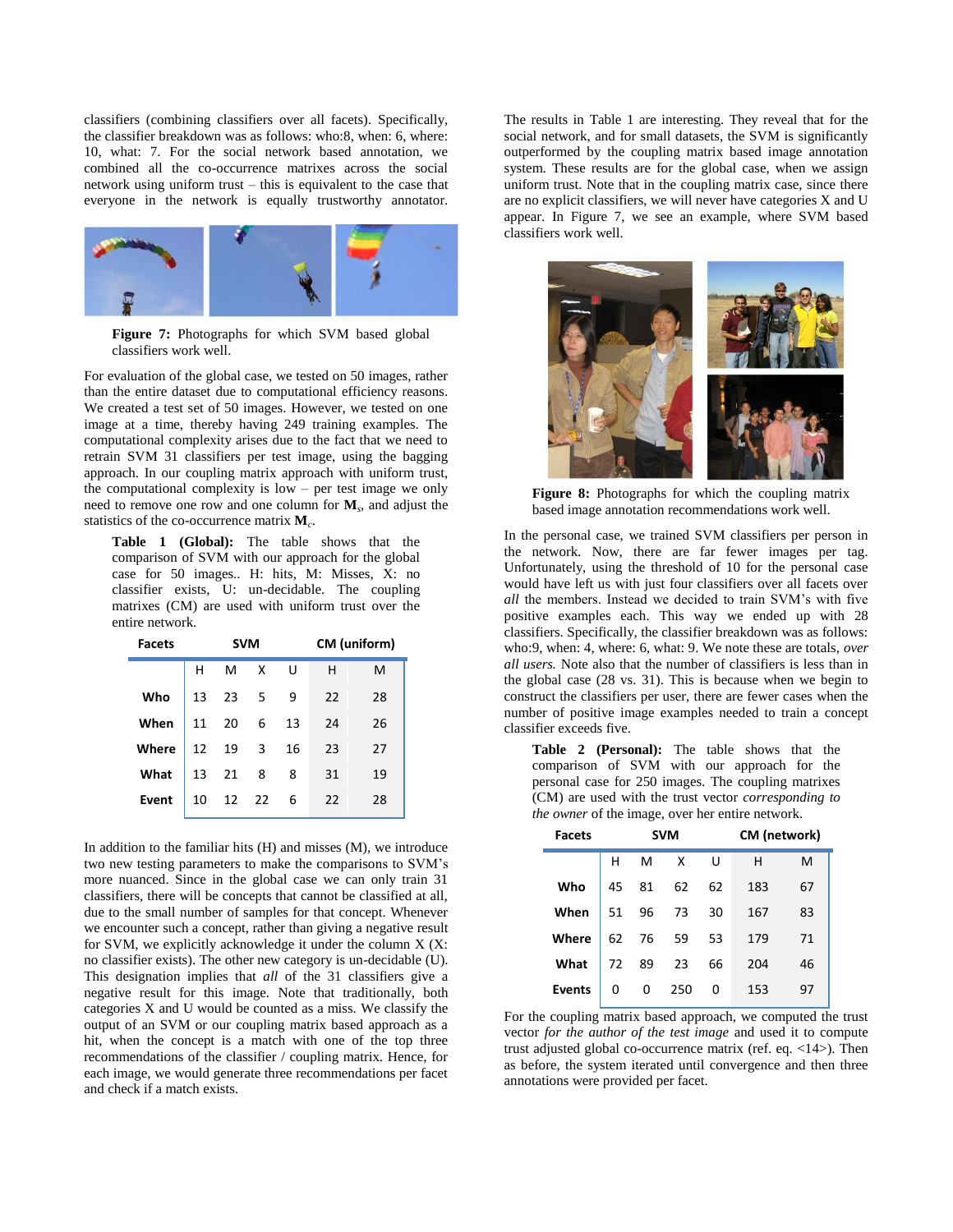classifiers (combining classifiers over all facets). Specifically, the classifier breakdown was as follows: who:8, when: 6, where: 10, what: 7. For the social network based annotation, we combined all the co-occurrence matrixes across the social network using uniform trust – this is equivalent to the case that everyone in the network is equally trustworthy annotator.

**Figure 7:** Photographs for which SVM based global classifiers work well.

For evaluation of the global case, we tested on 50 images, rather than the entire dataset due to computational efficiency reasons. We created a test set of 50 images. However, we tested on one image at a time, thereby having 249 training examples. The computational complexity arises due to the fact that we need to retrain SVM 31 classifiers per test image, using the bagging approach. In our coupling matrix approach with uniform trust, the computational complexity is low – per test image we only need to remove one row and one column for $\mathbf{M}_s$, and adjust the statistics of the co-occurrence matrix $\mathbf{M}_c$.

**Table 1 (Global):** The table shows that the comparison of SVM with our approach for the global case for 50 images.. H: hits, M: Misses, X: no classifier exists, U: un-decidable. The coupling matrixes (CM) are used with uniform trust over the entire network.

| Facets | SVM | | | | CM (uniform) | |
|---|---|---|---|---|---|---|
| | H | M | X | U | H | M |
| Who | 13 | 23 | 5 | 9 | 22 | 28 |
| When | 11 | 20 | 6 | 13 | 24 | 26 |
| Where | 12 | 19 | 3 | 16 | 23 | 27 |
| What | 13 | 21 | 8 | 8 | 31 | 19 |
| Event | 10 | 12 | 22 | 6 | 22 | 28 |

In addition to the familiar hits (H) and misses (M), we introduce two new testing parameters to make the comparisons to SVM's more nuanced. Since in the global case we can only train 31 classifiers, there will be concepts that cannot be classified at all, due to the small number of samples for that concept. Whenever we encounter such a concept, rather than giving a negative result for SVM, we explicitly acknowledge it under the column X (X: no classifier exists). The other new category is un-decidable (U). This designation implies that *all* of the 31 classifiers give a negative result for this image. Note that traditionally, both categories X and U would be counted as a miss. We classify the output of an SVM or our coupling matrix based approach as a hit, when the concept is a match with one of the top three recommendations of the classifier / coupling matrix. Hence, for each image, we would generate three recommendations per facet and check if a match exists.

The results in Table 1 are interesting. They reveal that for the social network, and for small datasets, the SVM is significantly outperformed by the coupling matrix based image annotation system. These results are for the global case, when we assign uniform trust. Note that in the coupling matrix case, since there are no explicit classifiers, we will never have categories X and U appear. In Figure 7, we see an example, where SVM based classifiers work well.

**Figure 8:** Photographs for which the coupling matrix based image annotation recommendations work well.

In the personal case, we trained SVM classifiers per person in the network. Now, there are far fewer images per tag. Unfortunately, using the threshold of 10 for the personal case would have left us with just four classifiers over all facets over *all* the members. Instead we decided to train SVM's with five positive examples each. This way we ended up with 28 classifiers. Specifically, the classifier breakdown was as follows: who:9, when: 4, where: 6, what: 9. We note these are totals, *over all users.* Note also that the number of classifiers is less than in the global case (28 vs. 31). This is because when we begin to construct the classifiers per user, there are fewer cases when the number of positive image examples needed to train a concept classifier exceeds five.

**Table 2 (Personal):** The table shows that the comparison of SVM with our approach for the personal case for 250 images. The coupling matrixes (CM) are used with the trust vector *corresponding to the owner* of the image, over her entire network.

| Facets | SVM | | | | CM (network) | |
|---|---|---|---|---|---|---|
| | H | M | X | U | H | M |
| Who | 45 | 81 | 62 | 62 | 183 | 67 |
| When | 51 | 96 | 73 | 30 | 167 | 83 |
| Where | 62 | 76 | 59 | 53 | 179 | 71 |
| What | 72 | 89 | 23 | 66 | 204 | 46 |
| Events | 0 | 0 | 250 | 0 | 153 | 97 |

For the coupling matrix based approach, we computed the trust vector *for the author of the test image* and used it to compute trust adjusted global co-occurrence matrix (ref. eq. <14>). Then as before, the system iterated until convergence and then three annotations were provided per facet.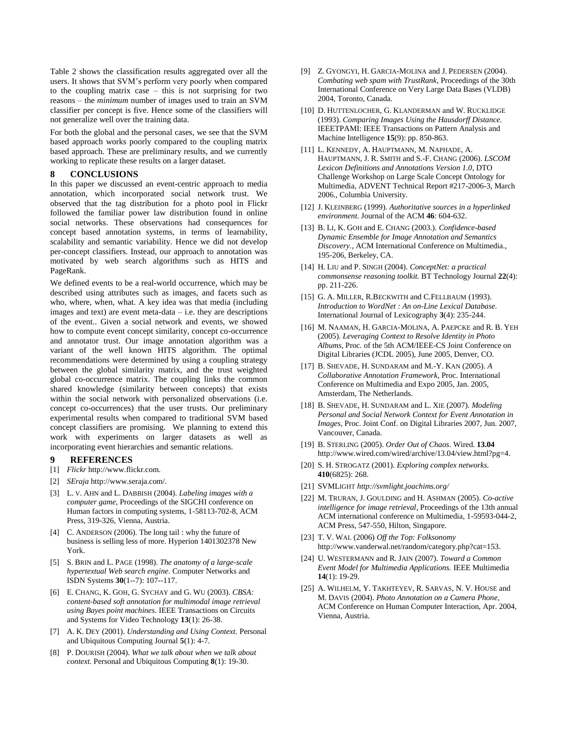Table 2 shows the classification results aggregated over all the users. It shows that SVM's perform very poorly when compared to the coupling matrix case – this is not surprising for two reasons – the *minimum* number of images used to train an SVM classifier per concept is five. Hence some of the classifiers will not generalize well over the training data.

For both the global and the personal cases, we see that the SVM based approach works poorly compared to the coupling matrix based approach. These are preliminary results, and we currently working to replicate these results on a larger dataset.

## 8 CONCLUSIONS

In this paper we discussed an event-centric approach to media annotation, which incorporated social network trust. We observed that the tag distribution for a photo pool in Flickr followed the familiar power law distribution found in online social networks. These observations had consequences for concept based annotation systems, in terms of learnability, scalability and semantic variability. Hence we did not develop per-concept classifiers. Instead, our approach to annotation was motivated by web search algorithms such as HITS and PageRank.

We defined events to be a real-world occurrence, which may be described using attributes such as images, and facets such as who, where, when, what. A key idea was that media (including images and text) are event meta-data – i.e. they are descriptions of the event.. Given a social network and events, we showed how to compute event concept similarity, concept co-occurrence and annotator trust. Our image annotation algorithm was a variant of the well known HITS algorithm. The optimal recommendations were determined by using a coupling strategy between the global similarity matrix, and the trust weighted global co-occurrence matrix. The coupling links the common shared knowledge (similarity between concepts) that exists within the social network with personalized observations (i.e. concept co-occurrences) that the user trusts. Our preliminary experimental results when compared to traditional SVM based concept classifiers are promising. We planning to extend this work with experiments on larger datasets as well as incorporating event hierarchies and semantic relations.

## 9 REFERENCES

[1] *Flickr* http://www.flickr.com.

[2] *SEraja* http://www.seraja.com/.

[3] L. V. AHN and L. DABBISH (2004). *Labeling images with a computer game*, Proceedings of the SIGCHI conference on Human factors in computing systems, 1-58113-702-8, ACM Press, 319-326, Vienna, Austria.

[4] C. ANDERSON (2006). The long tail : why the future of business is selling less of more. Hyperion 1401302378 New York.

[5] S. BRIN and L. PAGE (1998). *The anatomy of a large-scale hypertextual Web search engine.* Computer Networks and ISDN Systems **30**(1--7): 107--117.

[6] E. CHANG, K. GOH, G. SYCHAY and G. WU (2003). *CBSA: content-based soft annotation for multimodal image retrieval using Bayes point machines.* IEEE Transactions on Circuits and Systems for Video Technology **13**(1): 26-38.

[7] A. K. DEY (2001). *Understanding and Using Context.* Personal and Ubiquitous Computing Journal **5**(1): 4-7.

[8] P. DOURISH (2004). *What we talk about when we talk about context.* Personal and Ubiquitous Computing **8**(1): 19-30.

[9] Z. GYONGYI, H. GARCIA-MOLINA and J. PEDERSEN (2004). *Combating web spam with TrustRank*, Proceedings of the 30th International Conference on Very Large Data Bases (VLDB) 2004, Toronto, Canada.

[10] D. HUTTENLOCHER, G. KLANDERMAN and W. RUCKLIDGE (1993). *Comparing Images Using the Hausdorff Distance.* IEEETPAMI: IEEE Transactions on Pattern Analysis and Machine Intelligence **15**(9): pp. 850-863.

[11] L. KENNEDY, A. HAUPTMANN, M. NAPHADE, A. HAUPTMANN, J. R. SMITH and S.-F. CHANG (2006). *LSCOM Lexicon Definitions and Annotations Version 1.0*, DTO Challenge Workshop on Large Scale Concept Ontology for Multimedia, ADVENT Technical Report #217-2006-3, March 2006., Columbia University.

[12] J. KLEINBERG (1999). *Authoritative sources in a hyperlinked environment.* Journal of the ACM **46**: 604-632.

[13] B. LI, K. GOH and E. CHANG (2003.). *Confidence-based Dynamic Ensemble for Image Annotation and Semantics Discovery.*, ACM International Conference on Multimedia., 195-206, Berkeley, CA.

[14] H. LIU and P. SINGH (2004). *ConceptNet: a practical commonsense reasoning toolkit.* BT Technology Journal **22**(4): pp. 211-226.

[15] G. A. MILLER, R.BECKWITH and C.FELLBAUM (1993). *Introduction to WordNet : An on-Line Lexical Database.* International Journal of Lexicography **3**(4): 235-244.

[16] M. NAAMAN, H. GARCIA-MOLINA, A. PAEPCKE and R. B. YEH (2005). *Leveraging Context to Resolve Identity in Photo Albums*, Proc. of the 5th ACM/IEEE-CS Joint Conference on Digital Libraries (JCDL 2005), June 2005, Denver, CO.

[17] B. SHEVADE, H. SUNDARAM and M.-Y. KAN (2005). *A Collaborative Annotation Framework*, Proc. International Conference on Multimedia and Expo 2005, Jan. 2005, Amsterdam, The Netherlands.

[18] B. SHEVADE, H. SUNDARAM and L. XIE (2007). *Modeling Personal and Social Network Context for Event Annotation in Images*, Proc. Joint Conf. on Digital Libraries 2007, Jun. 2007, Vancouver, Canada.

[19] B. STERLING (2005). *Order Out of Chaos*. Wired. **13.04** http://www.wired.com/wired/archive/13.04/view.html?pg=4.

[20] S. H. STROGATZ (2001). *Exploring complex networks.* **410**(6825): 268.

[21] SVMLIGHT *http://svmlight.joachims.org/*

[22] M. TRURAN, J. GOULDING and H. ASHMAN (2005). *Co-active intelligence for image retrieval*, Proceedings of the 13th annual ACM international conference on Multimedia, 1-59593-044-2, ACM Press, 547-550, Hilton, Singapore.

[23] T. V. WAL (2006) *Off the Top: Folksonomy* http://www.vanderwal.net/random/category.php?cat=153.

[24] U. WESTERMANN and R. JAIN (2007). *Toward a Common Event Model for Multimedia Applications.* IEEE Multimedia **14**(1): 19-29.

[25] A. WILHELM, Y. TAKHTEYEV, R. SARVAS, N. V. HOUSE and M. DAVIS (2004). *Photo Annotation on a Camera Phone*, ACM Conference on Human Computer Interaction, Apr. 2004, Vienna, Austria.